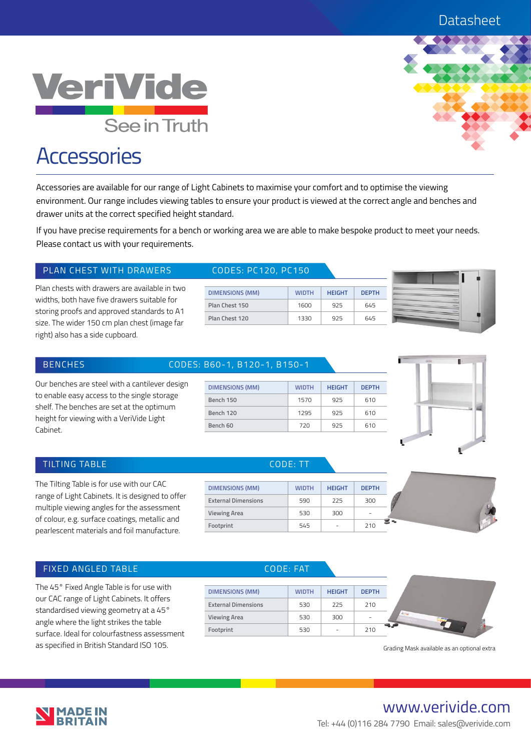Datasheet

# VeriVide

See in Truth

# Accessories

Accessories are available for our range of Light Cabinets to maximise your comfort and to optimise the viewing environment. Our range includes viewing tables to ensure your product is viewed at the correct angle and benches and drawer units at the correct specified height standard.

If you have precise requirements for a bench or working area we are able to make bespoke product to meet your needs. Please contact us with your requirements.

## PLAN CHEST WITH DRAWERS — CODES: PC120, PC150

Plan chests with drawers are available in two widths, both have five drawers suitable for storing proofs and approved standards to A1 size. The wider 150 cm plan chest (image far right) also has a side cupboard.

| DIMENSIONS (MM) | WIDTH | HEIGHT | DEPTH |
| --- | --- | --- | --- |
| Plan Chest 150 | 1600 | 925 | 645 |
| Plan Chest 120 | 1330 | 925 | 645 |

## BENCHES — CODES: B60-1, B120-1, B150-1

Our benches are steel with a cantilever design to enable easy access to the single storage shelf. The benches are set at the optimum height for viewing with a VeriVide Light Cabinet.

| DIMENSIONS (MM) | WIDTH | HEIGHT | DEPTH |
| --- | --- | --- | --- |
| Bench 150 | 1570 | 925 | 610 |
| Bench 120 | 1295 | 925 | 610 |
| Bench 60 | 720 | 925 | 610 |

## TILTING TABLE — CODE: TT

The Tilting Table is for use with our CAC range of Light Cabinets. It is designed to offer multiple viewing angles for the assessment of colour, e.g. surface coatings, metallic and pearlescent materials and foil manufacture.

| DIMENSIONS (MM) | WIDTH | HEIGHT | DEPTH |
| --- | --- | --- | --- |
| External Dimensions | 590 | 225 | 300 |
| Viewing Area | 530 | 300 | - |
| Footprint | 545 | - | 210 |

## FIXED ANGLED TABLE — CODE: FAT

The 45° Fixed Angle Table is for use with our CAC range of Light Cabinets. It offers standardised viewing geometry at a 45° angle where the light strikes the table surface. Ideal for colourfastness assessment as specified in British Standard ISO 105.

| DIMENSIONS (MM) | WIDTH | HEIGHT | DEPTH |
| --- | --- | --- | --- |
| External Dimensions | 530 | 225 | 210 |
| Viewing Area | 530 | 300 | - |
| Footprint | 530 | - | 210 |

Grading Mask available as an optional extra

MADE IN BRITAIN

www.verivide.com

Tel: +44 (0)116 284 7790 Email: sales@verivide.com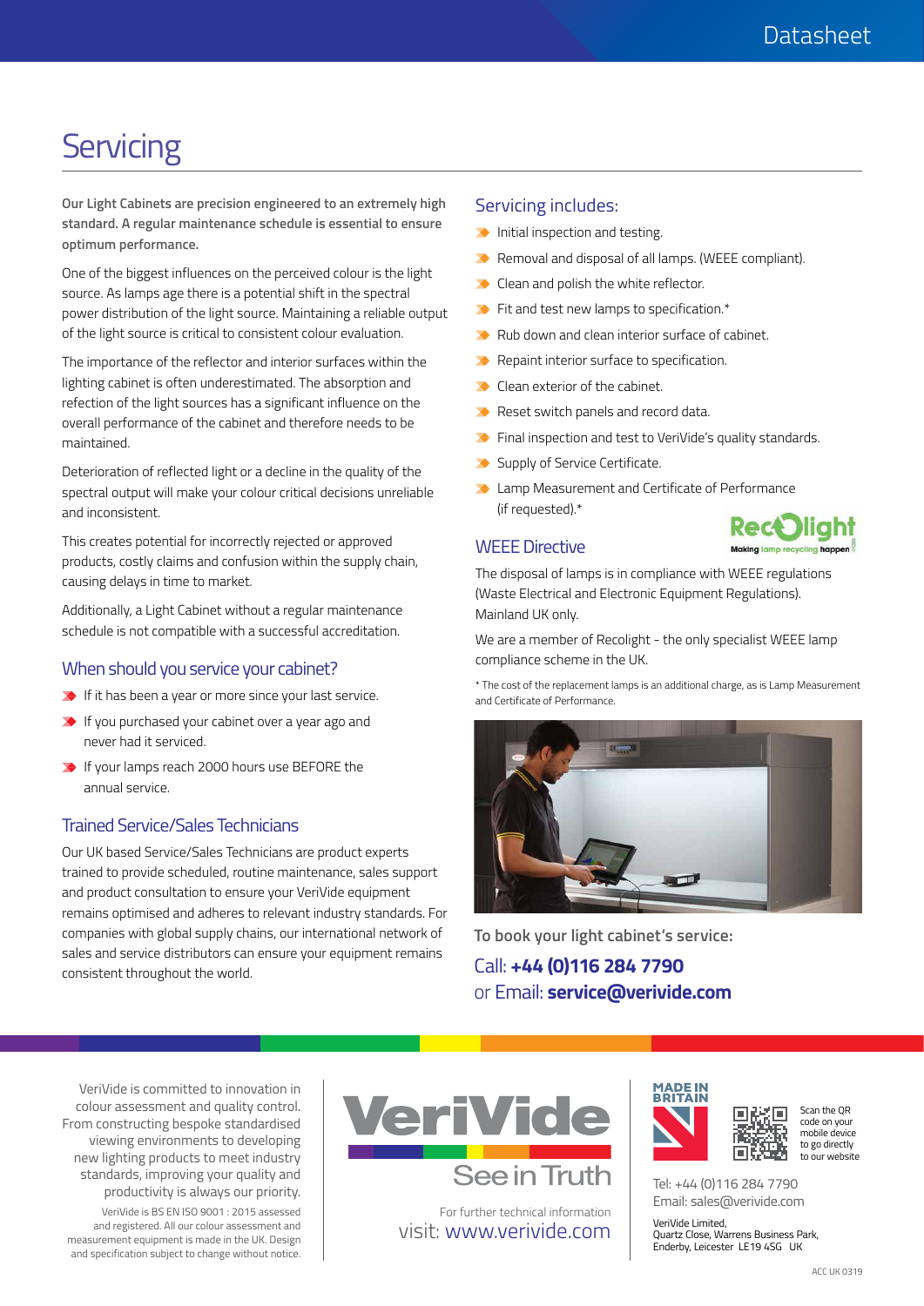# Servicing

**Our Light Cabinets are precision engineered to an extremely high standard. A regular maintenance schedule is essential to ensure optimum performance.**

One of the biggest influences on the perceived colour is the light source. As lamps age there is a potential shift in the spectral power distribution of the light source. Maintaining a reliable output of the light source is critical to consistent colour evaluation.

The importance of the reflector and interior surfaces within the lighting cabinet is often underestimated. The absorption and refection of the light sources has a significant influence on the overall performance of the cabinet and therefore needs to be maintained.

Deterioration of reflected light or a decline in the quality of the spectral output will make your colour critical decisions unreliable and inconsistent.

This creates potential for incorrectly rejected or approved products, costly claims and confusion within the supply chain, causing delays in time to market.

Additionally, a Light Cabinet without a regular maintenance schedule is not compatible with a successful accreditation.

## When should you service your cabinet?

- If it has been a year or more since your last service.
- If you purchased your cabinet over a year ago and never had it serviced.
- If your lamps reach 2000 hours use BEFORE the annual service.

## Trained Service/Sales Technicians

Our UK based Service/Sales Technicians are product experts trained to provide scheduled, routine maintenance, sales support and product consultation to ensure your VeriVide equipment remains optimised and adheres to relevant industry standards. For companies with global supply chains, our international network of sales and service distributors can ensure your equipment remains consistent throughout the world.

## Servicing includes:

- Initial inspection and testing.
- Removal and disposal of all lamps. (WEEE compliant).
- Clean and polish the white reflector.
- Fit and test new lamps to specification.*
- Rub down and clean interior surface of cabinet.
- Repaint interior surface to specification.
- Clean exterior of the cabinet.
- Reset switch panels and record data.
- Final inspection and test to VeriVide's quality standards.
- Supply of Service Certificate.
- Lamp Measurement and Certificate of Performance (if requested).*

## WEEE Directive

Recolight – Making lamp recycling happen

The disposal of lamps is in compliance with WEEE regulations (Waste Electrical and Electronic Equipment Regulations). Mainland UK only.

We are a member of Recolight - the only specialist WEEE lamp compliance scheme in the UK.

\* The cost of the replacement lamps is an additional charge, as is Lamp Measurement and Certificate of Performance.

**To book your light cabinet's service:**

Call: **+44 (0)116 284 7790**
or Email: **service@verivide.com**

VeriVide is committed to innovation in colour assessment and quality control. From constructing bespoke standardised viewing environments to developing new lighting products to meet industry standards, improving your quality and productivity is always our priority.

VeriVide is BS EN ISO 9001 : 2015 assessed and registered. All our colour assessment and measurement equipment is made in the UK. Design and specification subject to change without notice.

VeriVide – See in Truth

For further technical information
visit: www.verivide.com

MADE IN BRITAIN

Scan the QR code on your mobile device to go directly to our website

Tel: +44 (0)116 284 7790
Email: sales@verivide.com

VeriVide Limited,
Quartz Close, Warrens Business Park,
Enderby, Leicester LE19 4SG UK

ACC UK 0319